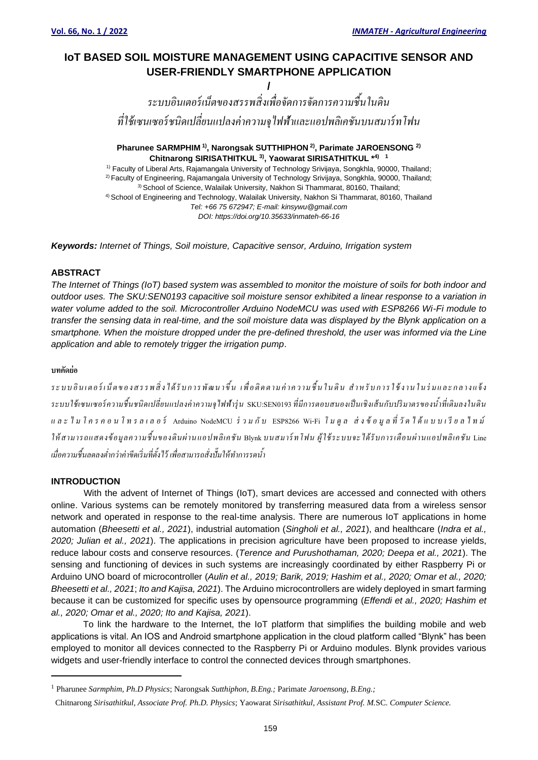# IoT BASED SOIL MOISTURE MANAGEMENT USING CAPACITIVE SENSOR AND USER-FRIENDLY SMARTPHONE APPLICATION

/

*ระบบอินเตอร์เน็ตของสรรพสิ่งเพื่อจัดการจัดการความชื้นในดิน ที่ใช้เซนเซอร์ชนิดเปลี่ยนแปลงค่าความจุไฟฟ้าและแอปพลิเคชันบนสมาร์ทโฟน*

**Pharunee SARMPHIM [1)], Narongsak SUTTHIPHON [2)], Parimate JAROENSONG [2)] Chitnarong SIRISATHITKUL [3)], Yaowarat SIRISATHITKUL [*4)] [1]**

[1)] Faculty of Liberal Arts, Rajamangala University of Technology Srivijaya, Songkhla, 90000, Thailand;
[2)] Faculty of Engineering, Rajamangala University of Technology Srivijaya, Songkhla, 90000, Thailand;
[3)] School of Science, Walailak University, Nakhon Si Thammarat, 80160, Thailand;
[4)] School of Engineering and Technology, Walailak University, Nakhon Si Thammarat, 80160, Thailand
*Tel: +66 75 672947; E-mail: kinsywu@gmail.com*
*DOI: https://doi.org/10.35633/inmateh-66-16*

***Keywords:*** *Internet of Things, Soil moisture, Capacitive sensor, Arduino, Irrigation system*

## ABSTRACT

*The Internet of Things (IoT) based system was assembled to monitor the moisture of soils for both indoor and outdoor uses. The SKU:SEN0193 capacitive soil moisture sensor exhibited a linear response to a variation in water volume added to the soil. Microcontroller Arduino NodeMCU was used with ESP8266 Wi-Fi module to transfer the sensing data in real-time, and the soil moisture data was displayed by the Blynk application on a smartphone. When the moisture dropped under the pre-defined threshold, the user was informed via the Line application and able to remotely trigger the irrigation pump.*

### บทคัดย่อ

*ระบบอินเตอร์เน็ตของสรรพสิ่งได้รับการพัฒนาขึ้น เพื่อติดตามค่าความชื้นในดิน สำหรับการใช้งานในร่มและกลางแจ้ง ระบบใช้เซนเซอร์ความชื้นชนิดเปลี่ยนแปลงค่าความจุไฟฟ้ารุ่น SKU:SEN0193 ที่มีการตอบสนองเป็นเชิงเส้นกับปริมาตรของน้ำที่เติมลงในดิน และไมโครคอนโทรลเลอร์ Arduino NodeMCU ร่วมกับ ESP8266 Wi-Fi โมดูล ส่งข้อมูลที่วัดได้แบบเรียลไทม์ ให้สามารถแสดงข้อมูลความชื้นของดินผ่านแอปพลิเคชัน Blynk บนสมาร์ทโฟน ผู้ใช้ระบบจะได้รับการเตือนผ่านแอปพลิเคชัน Line เมื่อความชื้นลดลงต่ำกว่าค่าขีดเริ่มที่ตั้งไว้ เพื่อสามารถสั่งปั๊มให้ทำการรดน้ำ*

## INTRODUCTION

With the advent of Internet of Things (IoT), smart devices are accessed and connected with others online. Various systems can be remotely monitored by transferring measured data from a wireless sensor network and operated in response to the real-time analysis. There are numerous IoT applications in home automation (*Bheesetti et al., 2021*), industrial automation (*Singholi et al., 2021*), and healthcare (*Indra et al., 2020; Julian et al., 2021*). The applications in precision agriculture have been proposed to increase yields, reduce labour costs and conserve resources. (*Terence and Purushothaman, 2020; Deepa et al., 2021*). The sensing and functioning of devices in such systems are increasingly coordinated by either Raspberry Pi or Arduino UNO board of microcontroller (*Aulin et al., 2019; Barik, 2019; Hashim et al., 2020; Omar et al., 2020; Bheesetti et al., 2021*; *Ito and Kajisa, 2021*). The Arduino microcontrollers are widely deployed in smart farming because it can be customized for specific uses by opensource programming (*Effendi et al., 2020; Hashim et al., 2020; Omar et al., 2020; Ito and Kajisa, 2021*).

To link the hardware to the Internet, the IoT platform that simplifies the building mobile and web applications is vital. An IOS and Android smartphone application in the cloud platform called "Blynk" has been employed to monitor all devices connected to the Raspberry Pi or Arduino modules. Blynk provides various widgets and user-friendly interface to control the connected devices through smartphones.

---

[1] Pharunee *Sarmphim, Ph.D Physics*; Narongsak *Sutthiphon, B.Eng.;* Parimate *Jaroensong, B.Eng.;* Chitnarong *Sirisathitkul, Associate Prof. Ph.D. Physics*; Yaowarat *Sirisathitkul, Assistant Prof. M.*SC. *Computer Science.*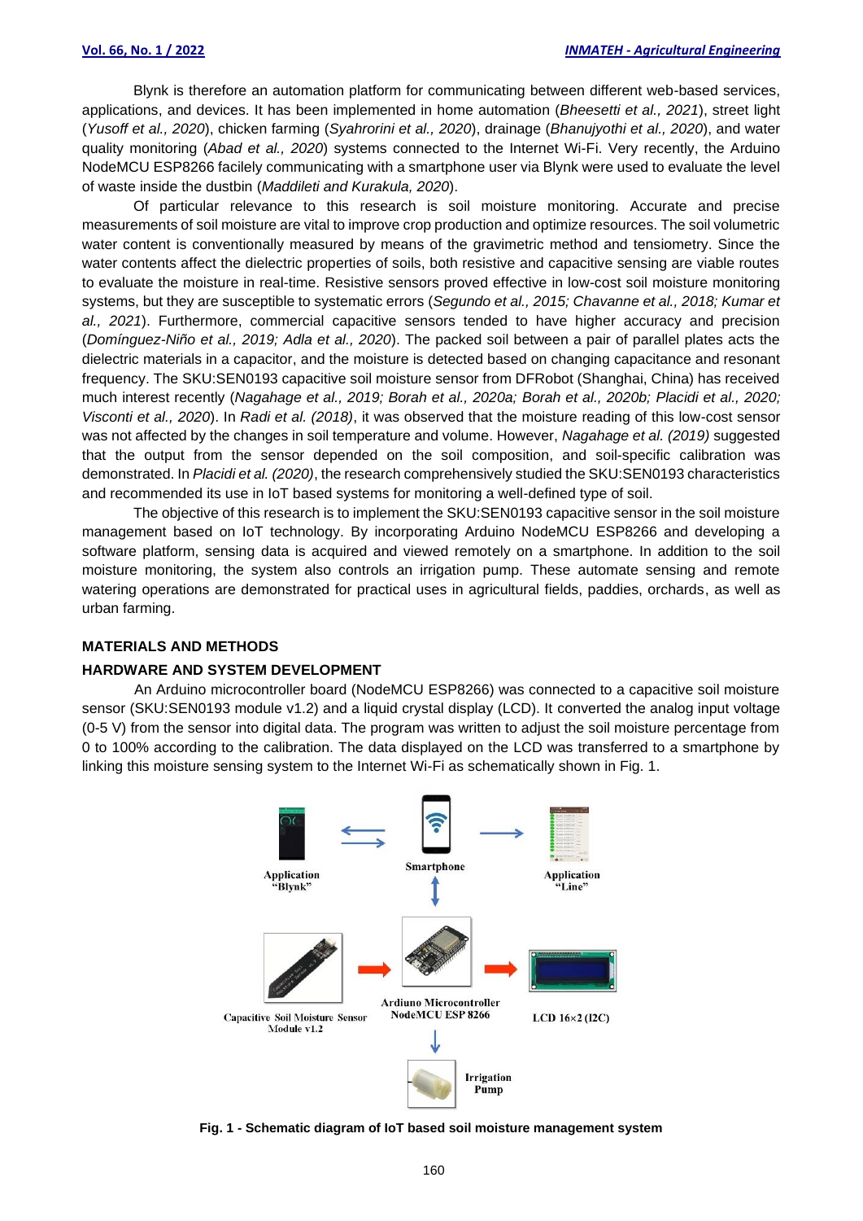Blynk is therefore an automation platform for communicating between different web-based services, applications, and devices. It has been implemented in home automation (*Bheesetti et al., 2021*), street light (*Yusoff et al., 2020*), chicken farming (*Syahrorini et al., 2020*), drainage (*Bhanujyothi et al., 2020*), and water quality monitoring (*Abad et al., 2020*) systems connected to the Internet Wi-Fi. Very recently, the Arduino NodeMCU ESP8266 facilely communicating with a smartphone user via Blynk were used to evaluate the level of waste inside the dustbin (*Maddileti and Kurakula, 2020*).

Of particular relevance to this research is soil moisture monitoring. Accurate and precise measurements of soil moisture are vital to improve crop production and optimize resources. The soil volumetric water content is conventionally measured by means of the gravimetric method and tensiometry. Since the water contents affect the dielectric properties of soils, both resistive and capacitive sensing are viable routes to evaluate the moisture in real-time. Resistive sensors proved effective in low-cost soil moisture monitoring systems, but they are susceptible to systematic errors (*Segundo et al., 2015; Chavanne et al., 2018; Kumar et al., 2021*). Furthermore, commercial capacitive sensors tended to have higher accuracy and precision (*Domínguez-Niño et al., 2019; Adla et al., 2020*). The packed soil between a pair of parallel plates acts the dielectric materials in a capacitor, and the moisture is detected based on changing capacitance and resonant frequency. The SKU:SEN0193 capacitive soil moisture sensor from DFRobot (Shanghai, China) has received much interest recently (*Nagahage et al., 2019; Borah et al., 2020a; Borah et al., 2020b; Placidi et al., 2020; Visconti et al., 2020*). In *Radi et al. (2018)*, it was observed that the moisture reading of this low-cost sensor was not affected by the changes in soil temperature and volume. However, *Nagahage et al. (2019)* suggested that the output from the sensor depended on the soil composition, and soil-specific calibration was demonstrated. In *Placidi et al. (2020)*, the research comprehensively studied the SKU:SEN0193 characteristics and recommended its use in IoT based systems for monitoring a well-defined type of soil.

The objective of this research is to implement the SKU:SEN0193 capacitive sensor in the soil moisture management based on IoT technology. By incorporating Arduino NodeMCU ESP8266 and developing a software platform, sensing data is acquired and viewed remotely on a smartphone. In addition to the soil moisture monitoring, the system also controls an irrigation pump. These automate sensing and remote watering operations are demonstrated for practical uses in agricultural fields, paddies, orchards, as well as urban farming.

## MATERIALS AND METHODS

### HARDWARE AND SYSTEM DEVELOPMENT

An Arduino microcontroller board (NodeMCU ESP8266) was connected to a capacitive soil moisture sensor (SKU:SEN0193 module v1.2) and a liquid crystal display (LCD). It converted the analog input voltage (0-5 V) from the sensor into digital data. The program was written to adjust the soil moisture percentage from 0 to 100% according to the calibration. The data displayed on the LCD was transferred to a smartphone by linking this moisture sensing system to the Internet Wi-Fi as schematically shown in Fig. 1.

**Fig. 1 - Schematic diagram of IoT based soil moisture management system**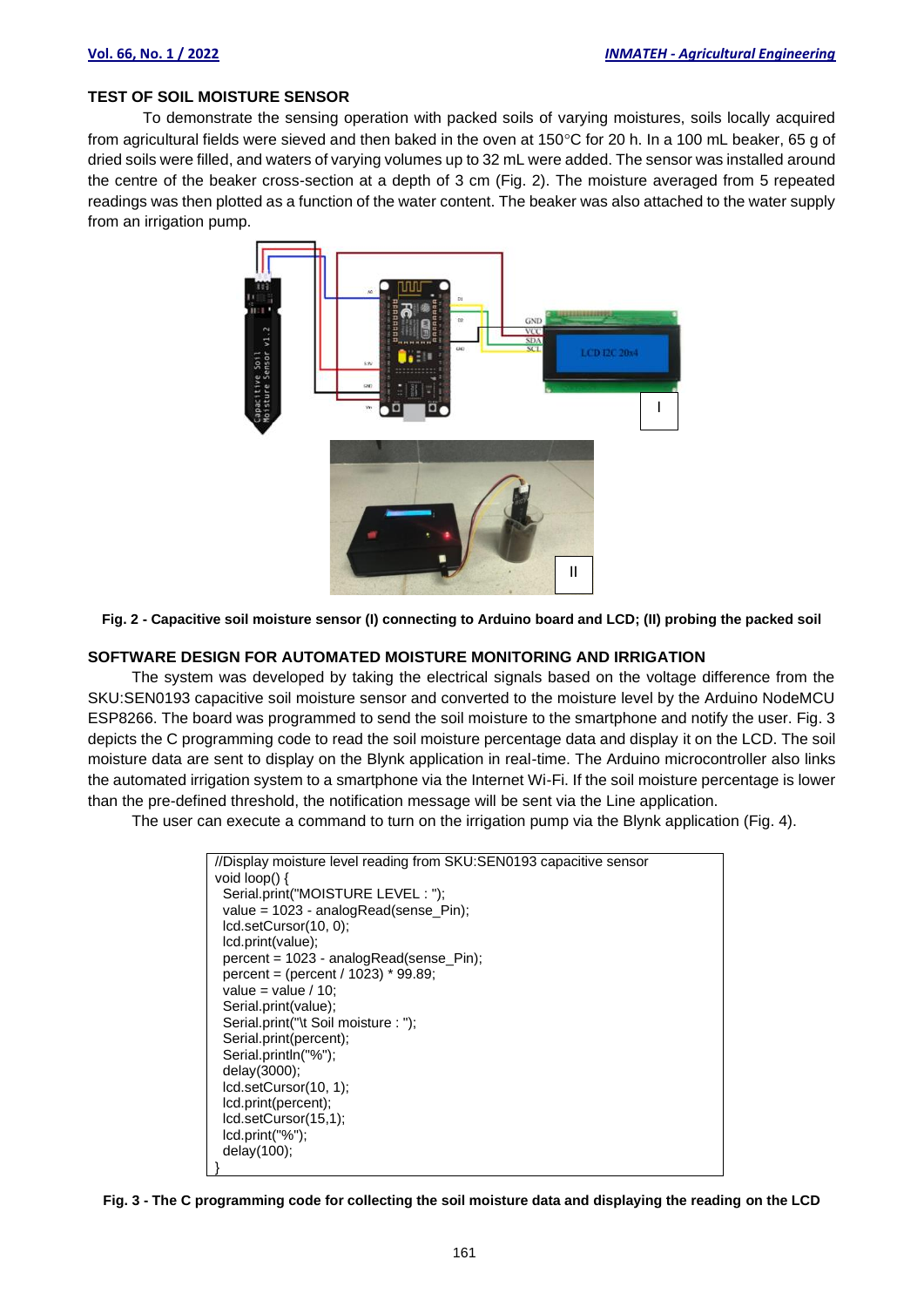## TEST OF SOIL MOISTURE SENSOR

To demonstrate the sensing operation with packed soils of varying moistures, soils locally acquired from agricultural fields were sieved and then baked in the oven at 150°C for 20 h. In a 100 mL beaker, 65 g of dried soils were filled, and waters of varying volumes up to 32 mL were added. The sensor was installed around the centre of the beaker cross-section at a depth of 3 cm (Fig. 2). The moisture averaged from 5 repeated readings was then plotted as a function of the water content. The beaker was also attached to the water supply from an irrigation pump.

**Fig. 2 - Capacitive soil moisture sensor (I) connecting to Arduino board and LCD; (II) probing the packed soil**

## SOFTWARE DESIGN FOR AUTOMATED MOISTURE MONITORING AND IRRIGATION

The system was developed by taking the electrical signals based on the voltage difference from the SKU:SEN0193 capacitive soil moisture sensor and converted to the moisture level by the Arduino NodeMCU ESP8266. The board was programmed to send the soil moisture to the smartphone and notify the user. Fig. 3 depicts the C programming code to read the soil moisture percentage data and display it on the LCD. The soil moisture data are sent to display on the Blynk application in real-time. The Arduino microcontroller also links the automated irrigation system to a smartphone via the Internet Wi-Fi. If the soil moisture percentage is lower than the pre-defined threshold, the notification message will be sent via the Line application.

The user can execute a command to turn on the irrigation pump via the Blynk application (Fig. 4).

```
//Display moisture level reading from SKU:SEN0193 capacitive sensor
void loop() {
  Serial.print("MOISTURE LEVEL : ");
  value = 1023 - analogRead(sense_Pin);
  lcd.setCursor(10, 0);
  lcd.print(value);
  percent = 1023 - analogRead(sense_Pin);
  percent = (percent / 1023) * 99.89;
  value = value / 10;
  Serial.print(value);
  Serial.print("\t Soil moisture : ");
  Serial.print(percent);
  Serial.println("%");
  delay(3000);
  lcd.setCursor(10, 1);
  lcd.print(percent);
  lcd.setCursor(15,1);
  lcd.print("%");
  delay(100);
}
```

**Fig. 3 - The C programming code for collecting the soil moisture data and displaying the reading on the LCD**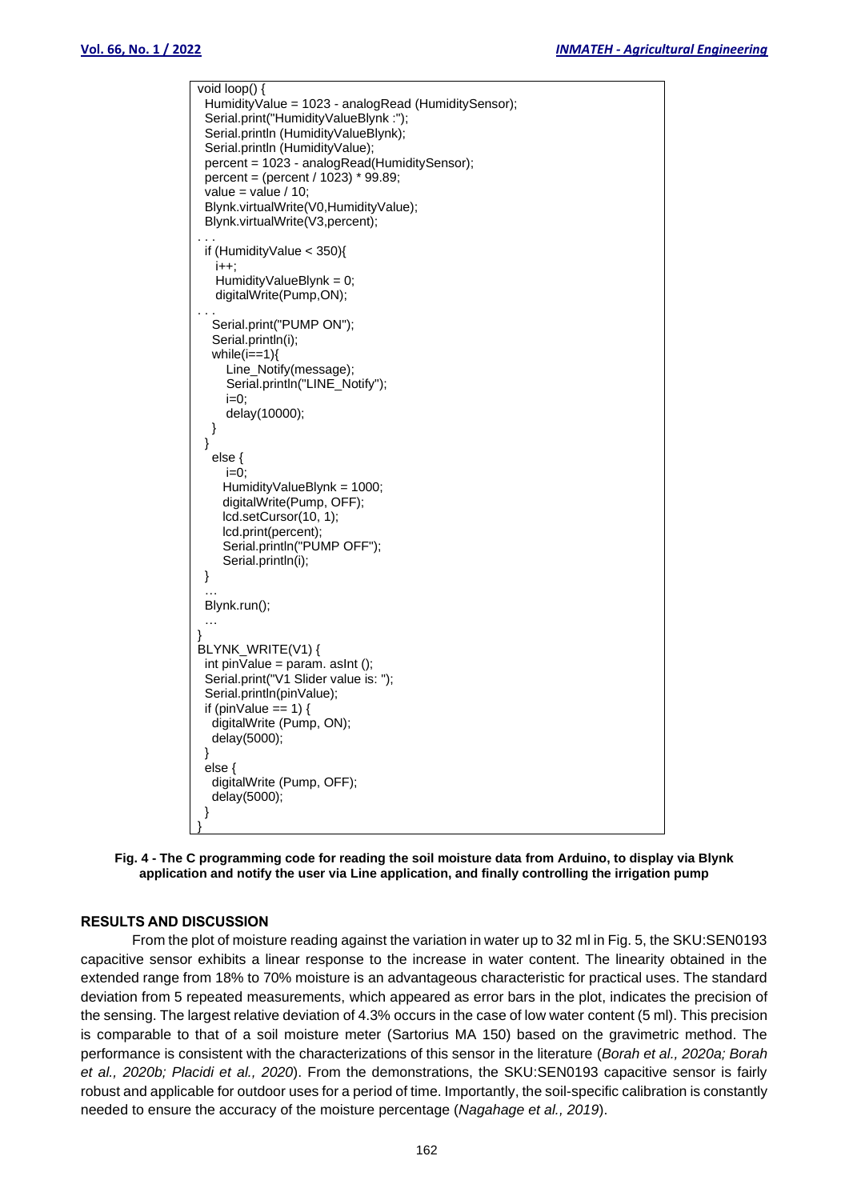```
void loop() {
  HumidityValue = 1023 - analogRead (HumiditySensor);
  Serial.print("HumidityValueBlynk :");
  Serial.println (HumidityValueBlynk);
  Serial.println (HumidityValue);
  percent = 1023 - analogRead(HumiditySensor);
  percent = (percent / 1023) * 99.89;
  value = value / 10;
  Blynk.virtualWrite(V0,HumidityValue);
  Blynk.virtualWrite(V3,percent);
. . .
  if (HumidityValue < 350){
     i++;
     HumidityValueBlynk = 0;
     digitalWrite(Pump,ON);
. . .
    Serial.print("PUMP ON");
    Serial.println(i);
    while(i==1){
        Line_Notify(message);
        Serial.println("LINE_Notify");
        i=0;
        delay(10000);
    }
  }
    else {
       i=0;
       HumidityValueBlynk = 1000;
       digitalWrite(Pump, OFF);
       lcd.setCursor(10, 1);
       lcd.print(percent);
       Serial.println("PUMP OFF");
       Serial.println(i);
  }
  …
  Blynk.run();
  …
}
BLYNK_WRITE(V1) {
  int pinValue = param. asInt ();
  Serial.print("V1 Slider value is: ");
  Serial.println(pinValue);
  if (pinValue == 1) {
    digitalWrite (Pump, ON);
    delay(5000);
  }
  else {
    digitalWrite (Pump, OFF);
    delay(5000);
  }
}
```

**Fig. 4 - The C programming code for reading the soil moisture data from Arduino, to display via Blynk application and notify the user via Line application, and finally controlling the irrigation pump**

## RESULTS AND DISCUSSION

From the plot of moisture reading against the variation in water up to 32 ml in Fig. 5, the SKU:SEN0193 capacitive sensor exhibits a linear response to the increase in water content. The linearity obtained in the extended range from 18% to 70% moisture is an advantageous characteristic for practical uses. The standard deviation from 5 repeated measurements, which appeared as error bars in the plot, indicates the precision of the sensing. The largest relative deviation of 4.3% occurs in the case of low water content (5 ml). This precision is comparable to that of a soil moisture meter (Sartorius MA 150) based on the gravimetric method. The performance is consistent with the characterizations of this sensor in the literature (*Borah et al., 2020a; Borah et al., 2020b; Placidi et al., 2020*). From the demonstrations, the SKU:SEN0193 capacitive sensor is fairly robust and applicable for outdoor uses for a period of time. Importantly, the soil-specific calibration is constantly needed to ensure the accuracy of the moisture percentage (*Nagahage et al., 2019*).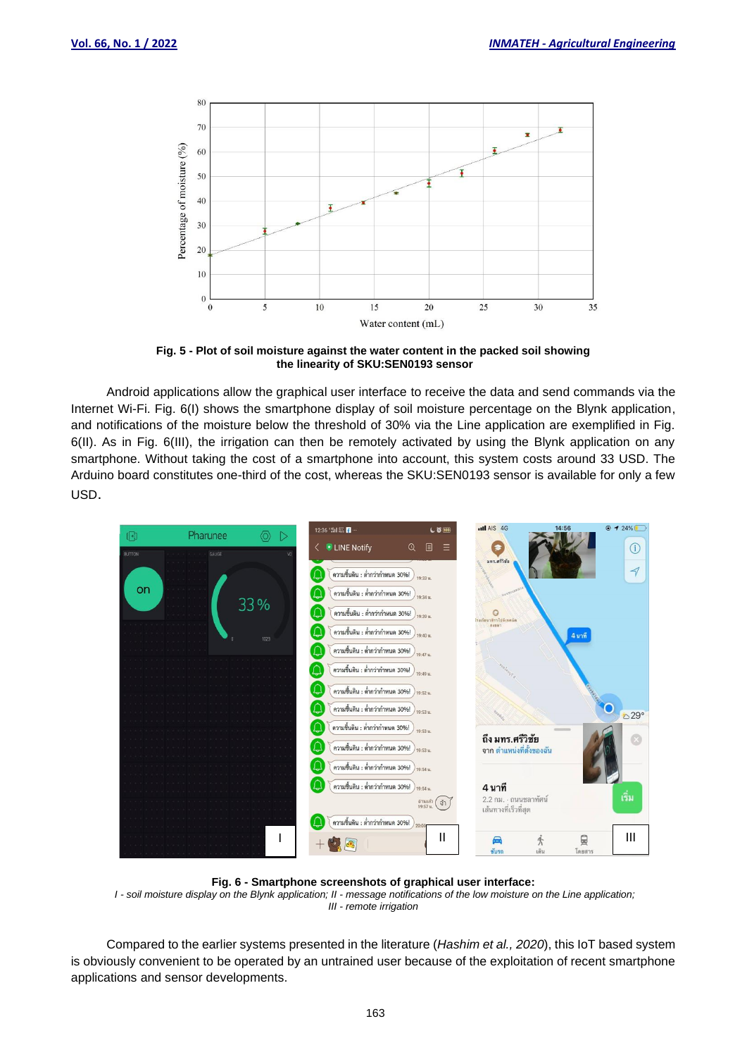**Fig. 5 - Plot of soil moisture against the water content in the packed soil showing the linearity of SKU:SEN0193 sensor**

Android applications allow the graphical user interface to receive the data and send commands via the Internet Wi-Fi. Fig. 6(I) shows the smartphone display of soil moisture percentage on the Blynk application, and notifications of the moisture below the threshold of 30% via the Line application are exemplified in Fig. 6(II). As in Fig. 6(III), the irrigation can then be remotely activated by using the Blynk application on any smartphone. Without taking the cost of a smartphone into account, this system costs around 33 USD. The Arduino board constitutes one-third of the cost, whereas the SKU:SEN0193 sensor is available for only a few USD.

**Fig. 6 - Smartphone screenshots of graphical user interface:**
*I - soil moisture display on the Blynk application; II - message notifications of the low moisture on the Line application; III - remote irrigation*

Compared to the earlier systems presented in the literature (*Hashim et al., 2020*), this IoT based system is obviously convenient to be operated by an untrained user because of the exploitation of recent smartphone applications and sensor developments.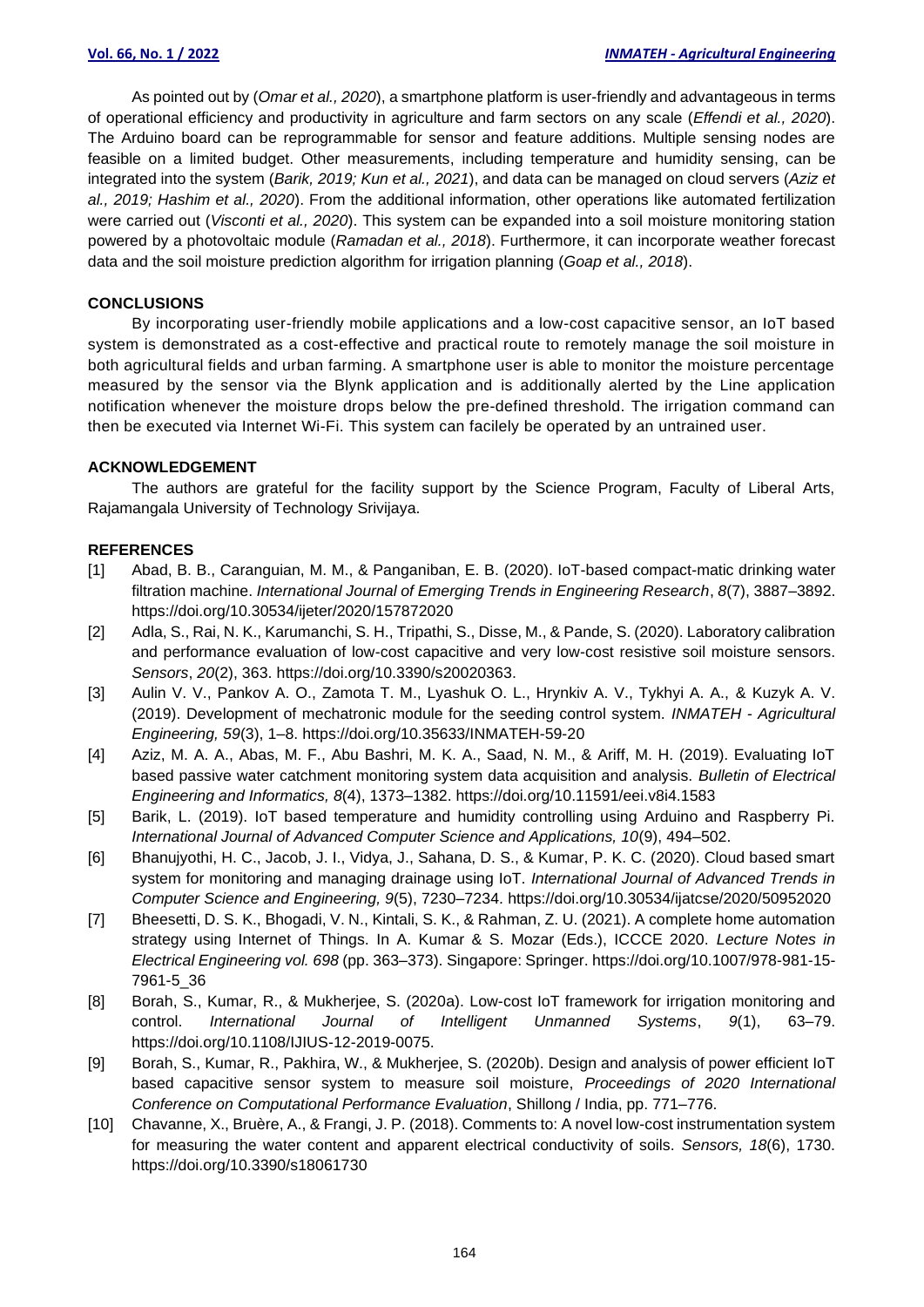As pointed out by (*Omar et al., 2020*), a smartphone platform is user-friendly and advantageous in terms of operational efficiency and productivity in agriculture and farm sectors on any scale (*Effendi et al., 2020*). The Arduino board can be reprogrammable for sensor and feature additions. Multiple sensing nodes are feasible on a limited budget. Other measurements, including temperature and humidity sensing, can be integrated into the system (*Barik, 2019; Kun et al., 2021*), and data can be managed on cloud servers (*Aziz et al., 2019; Hashim et al., 2020*). From the additional information, other operations like automated fertilization were carried out (*Visconti et al., 2020*). This system can be expanded into a soil moisture monitoring station powered by a photovoltaic module (*Ramadan et al., 2018*). Furthermore, it can incorporate weather forecast data and the soil moisture prediction algorithm for irrigation planning (*Goap et al., 2018*).

## CONCLUSIONS

By incorporating user-friendly mobile applications and a low-cost capacitive sensor, an IoT based system is demonstrated as a cost-effective and practical route to remotely manage the soil moisture in both agricultural fields and urban farming. A smartphone user is able to monitor the moisture percentage measured by the sensor via the Blynk application and is additionally alerted by the Line application notification whenever the moisture drops below the pre-defined threshold. The irrigation command can then be executed via Internet Wi-Fi. This system can facilely be operated by an untrained user.

## ACKNOWLEDGEMENT

The authors are grateful for the facility support by the Science Program, Faculty of Liberal Arts, Rajamangala University of Technology Srivijaya.

## REFERENCES

[1] Abad, B. B., Caranguian, M. M., & Panganiban, E. B. (2020). IoT-based compact-matic drinking water filtration machine. *International Journal of Emerging Trends in Engineering Research*, *8*(7), 3887–3892. https://doi.org/10.30534/ijeter/2020/157872020

[2] Adla, S., Rai, N. K., Karumanchi, S. H., Tripathi, S., Disse, M., & Pande, S. (2020). Laboratory calibration and performance evaluation of low-cost capacitive and very low-cost resistive soil moisture sensors. *Sensors*, *20*(2), 363. https://doi.org/10.3390/s20020363.

[3] Aulin V. V., Pankov A. O., Zamota T. M., Lyashuk O. L., Hrynkiv A. V., Tykhyi A. A., & Kuzyk A. V. (2019). Development of mechatronic module for the seeding control system. *INMATEH - Agricultural Engineering, 59*(3), 1–8. https://doi.org/10.35633/INMATEH-59-20

[4] Aziz, M. A. A., Abas, M. F., Abu Bashri, M. K. A., Saad, N. M., & Ariff, M. H. (2019). Evaluating IoT based passive water catchment monitoring system data acquisition and analysis. *Bulletin of Electrical Engineering and Informatics, 8*(4), 1373–1382. https://doi.org/10.11591/eei.v8i4.1583

[5] Barik, L. (2019). IoT based temperature and humidity controlling using Arduino and Raspberry Pi. *International Journal of Advanced Computer Science and Applications, 10*(9), 494–502.

[6] Bhanujyothi, H. C., Jacob, J. I., Vidya, J., Sahana, D. S., & Kumar, P. K. C. (2020). Cloud based smart system for monitoring and managing drainage using IoT. *International Journal of Advanced Trends in Computer Science and Engineering, 9*(5), 7230–7234. https://doi.org/10.30534/ijatcse/2020/50952020

[7] Bheesetti, D. S. K., Bhogadi, V. N., Kintali, S. K., & Rahman, Z. U. (2021). A complete home automation strategy using Internet of Things. In A. Kumar & S. Mozar (Eds.), ICCCE 2020. *Lecture Notes in Electrical Engineering vol. 698* (pp. 363–373). Singapore: Springer. https://doi.org/10.1007/978-981-15-7961-5_36

[8] Borah, S., Kumar, R., & Mukherjee, S. (2020a). Low-cost IoT framework for irrigation monitoring and control. *International Journal of Intelligent Unmanned Systems*, *9*(1), 63–79. https://doi.org/10.1108/IJIUS-12-2019-0075.

[9] Borah, S., Kumar, R., Pakhira, W., & Mukherjee, S. (2020b). Design and analysis of power efficient IoT based capacitive sensor system to measure soil moisture, *Proceedings of 2020 International Conference on Computational Performance Evaluation*, Shillong / India, pp. 771–776.

[10] Chavanne, X., Bruère, A., & Frangi, J. P. (2018). Comments to: A novel low-cost instrumentation system for measuring the water content and apparent electrical conductivity of soils. *Sensors, 18*(6), 1730. https://doi.org/10.3390/s18061730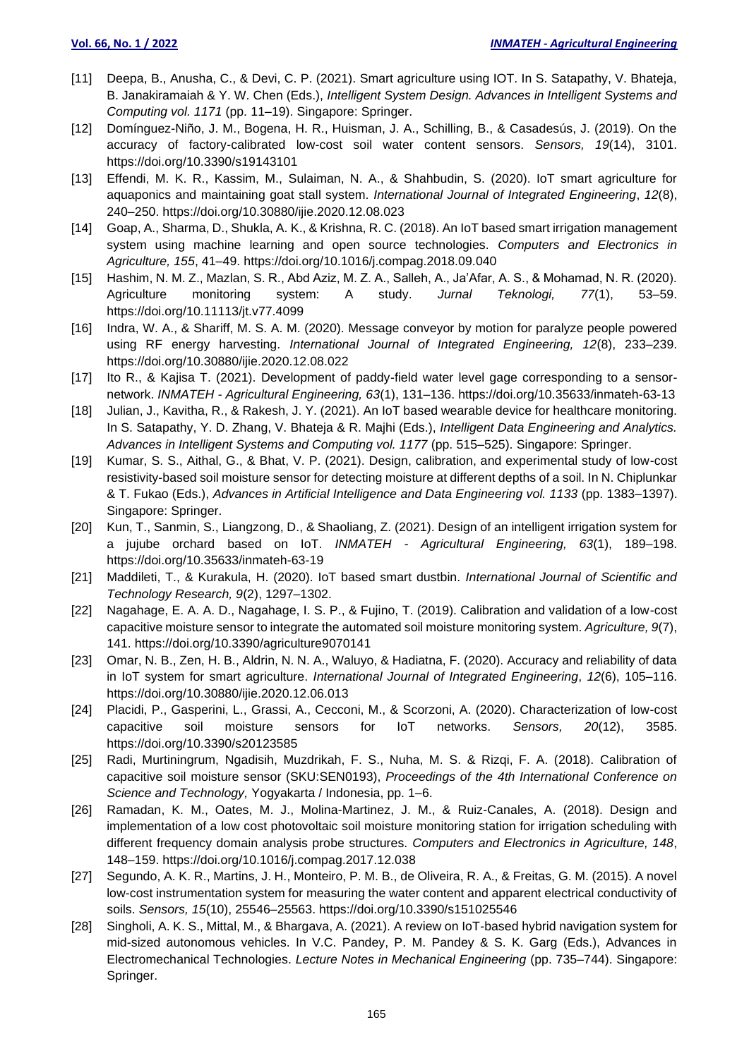[11] Deepa, B., Anusha, C., & Devi, C. P. (2021). Smart agriculture using IOT. In S. Satapathy, V. Bhateja, B. Janakiramaiah & Y. W. Chen (Eds.), *Intelligent System Design. Advances in Intelligent Systems and Computing vol. 1171* (pp. 11–19). Singapore: Springer.

[12] Domínguez-Niño, J. M., Bogena, H. R., Huisman, J. A., Schilling, B., & Casadesús, J. (2019). On the accuracy of factory-calibrated low-cost soil water content sensors. *Sensors, 19*(14), 3101. https://doi.org/10.3390/s19143101

[13] Effendi, M. K. R., Kassim, M., Sulaiman, N. A., & Shahbudin, S. (2020). IoT smart agriculture for aquaponics and maintaining goat stall system. *International Journal of Integrated Engineering*, *12*(8), 240–250. https://doi.org/10.30880/ijie.2020.12.08.023

[14] Goap, A., Sharma, D., Shukla, A. K., & Krishna, R. C. (2018). An IoT based smart irrigation management system using machine learning and open source technologies. *Computers and Electronics in Agriculture, 155*, 41–49. https://doi.org/10.1016/j.compag.2018.09.040

[15] Hashim, N. M. Z., Mazlan, S. R., Abd Aziz, M. Z. A., Salleh, A., Ja'Afar, A. S., & Mohamad, N. R. (2020). Agriculture monitoring system: A study. *Jurnal Teknologi, 77*(1), 53–59. https://doi.org/10.11113/jt.v77.4099

[16] Indra, W. A., & Shariff, M. S. A. M. (2020). Message conveyor by motion for paralyze people powered using RF energy harvesting. *International Journal of Integrated Engineering, 12*(8), 233–239. https://doi.org/10.30880/ijie.2020.12.08.022

[17] Ito R., & Kajisa T. (2021). Development of paddy-field water level gage corresponding to a sensor-network. *INMATEH - Agricultural Engineering, 63*(1), 131–136. https://doi.org/10.35633/inmateh-63-13

[18] Julian, J., Kavitha, R., & Rakesh, J. Y. (2021). An IoT based wearable device for healthcare monitoring. In S. Satapathy, Y. D. Zhang, V. Bhateja & R. Majhi (Eds.), *Intelligent Data Engineering and Analytics. Advances in Intelligent Systems and Computing vol. 1177* (pp. 515–525). Singapore: Springer.

[19] Kumar, S. S., Aithal, G., & Bhat, V. P. (2021). Design, calibration, and experimental study of low-cost resistivity-based soil moisture sensor for detecting moisture at different depths of a soil. In N. Chiplunkar & T. Fukao (Eds.), *Advances in Artificial Intelligence and Data Engineering vol. 1133* (pp. 1383–1397). Singapore: Springer.

[20] Kun, T., Sanmin, S., Liangzong, D., & Shaoliang, Z. (2021). Design of an intelligent irrigation system for a jujube orchard based on IoT. *INMATEH - Agricultural Engineering, 63*(1), 189–198. https://doi.org/10.35633/inmateh-63-19

[21] Maddileti, T., & Kurakula, H. (2020). IoT based smart dustbin. *International Journal of Scientific and Technology Research, 9*(2), 1297–1302.

[22] Nagahage, E. A. A. D., Nagahage, I. S. P., & Fujino, T. (2019). Calibration and validation of a low-cost capacitive moisture sensor to integrate the automated soil moisture monitoring system. *Agriculture, 9*(7), 141. https://doi.org/10.3390/agriculture9070141

[23] Omar, N. B., Zen, H. B., Aldrin, N. N. A., Waluyo, & Hadiatna, F. (2020). Accuracy and reliability of data in IoT system for smart agriculture. *International Journal of Integrated Engineering*, *12*(6), 105–116. https://doi.org/10.30880/ijie.2020.12.06.013

[24] Placidi, P., Gasperini, L., Grassi, A., Cecconi, M., & Scorzoni, A. (2020). Characterization of low-cost capacitive soil moisture sensors for IoT networks. *Sensors, 20*(12), 3585. https://doi.org/10.3390/s20123585

[25] Radi, Murtiningrum, Ngadisih, Muzdrikah, F. S., Nuha, M. S. & Rizqi, F. A. (2018). Calibration of capacitive soil moisture sensor (SKU:SEN0193), *Proceedings of the 4th International Conference on Science and Technology,* Yogyakarta / Indonesia, pp. 1–6.

[26] Ramadan, K. M., Oates, M. J., Molina-Martinez, J. M., & Ruiz-Canales, A. (2018). Design and implementation of a low cost photovoltaic soil moisture monitoring station for irrigation scheduling with different frequency domain analysis probe structures. *Computers and Electronics in Agriculture, 148*, 148–159. https://doi.org/10.1016/j.compag.2017.12.038

[27] Segundo, A. K. R., Martins, J. H., Monteiro, P. M. B., de Oliveira, R. A., & Freitas, G. M. (2015). A novel low-cost instrumentation system for measuring the water content and apparent electrical conductivity of soils. *Sensors, 15*(10), 25546–25563. https://doi.org/10.3390/s151025546

[28] Singholi, A. K. S., Mittal, M., & Bhargava, A. (2021). A review on IoT-based hybrid navigation system for mid-sized autonomous vehicles. In V.C. Pandey, P. M. Pandey & S. K. Garg (Eds.), Advances in Electromechanical Technologies. *Lecture Notes in Mechanical Engineering* (pp. 735–744). Singapore: Springer.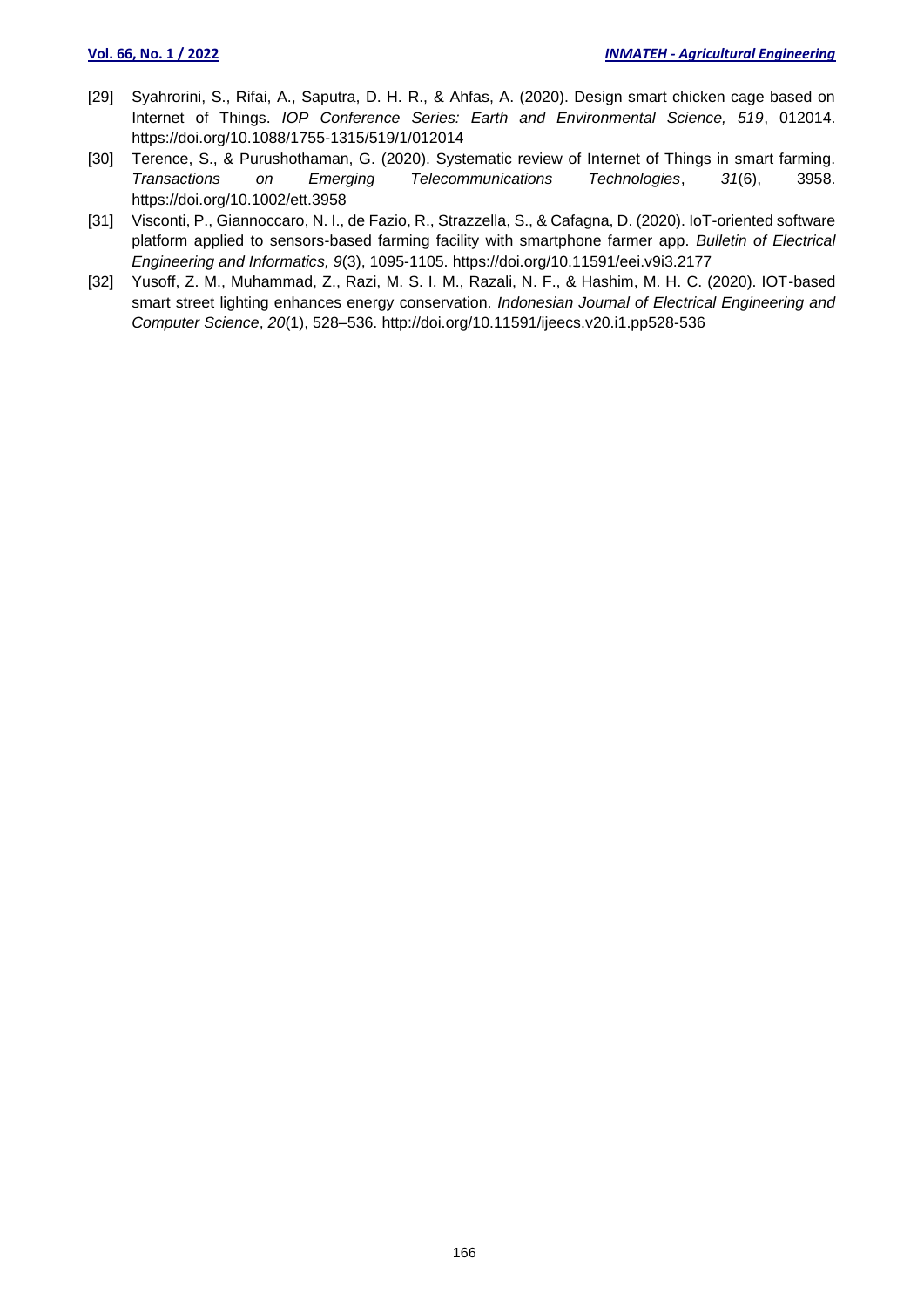[29] Syahrorini, S., Rifai, A., Saputra, D. H. R., & Ahfas, A. (2020). Design smart chicken cage based on Internet of Things. *IOP Conference Series: Earth and Environmental Science, 519*, 012014. https://doi.org/10.1088/1755-1315/519/1/012014

[30] Terence, S., & Purushothaman, G. (2020). Systematic review of Internet of Things in smart farming. *Transactions on Emerging Telecommunications Technologies*, *31*(6), 3958. https://doi.org/10.1002/ett.3958

[31] Visconti, P., Giannoccaro, N. I., de Fazio, R., Strazzella, S., & Cafagna, D. (2020). IoT-oriented software platform applied to sensors-based farming facility with smartphone farmer app. *Bulletin of Electrical Engineering and Informatics, 9*(3), 1095-1105. https://doi.org/10.11591/eei.v9i3.2177

[32] Yusoff, Z. M., Muhammad, Z., Razi, M. S. I. M., Razali, N. F., & Hashim, M. H. C. (2020). IOT-based smart street lighting enhances energy conservation. *Indonesian Journal of Electrical Engineering and Computer Science*, *20*(1), 528–536. http://doi.org/10.11591/ijeecs.v20.i1.pp528-536